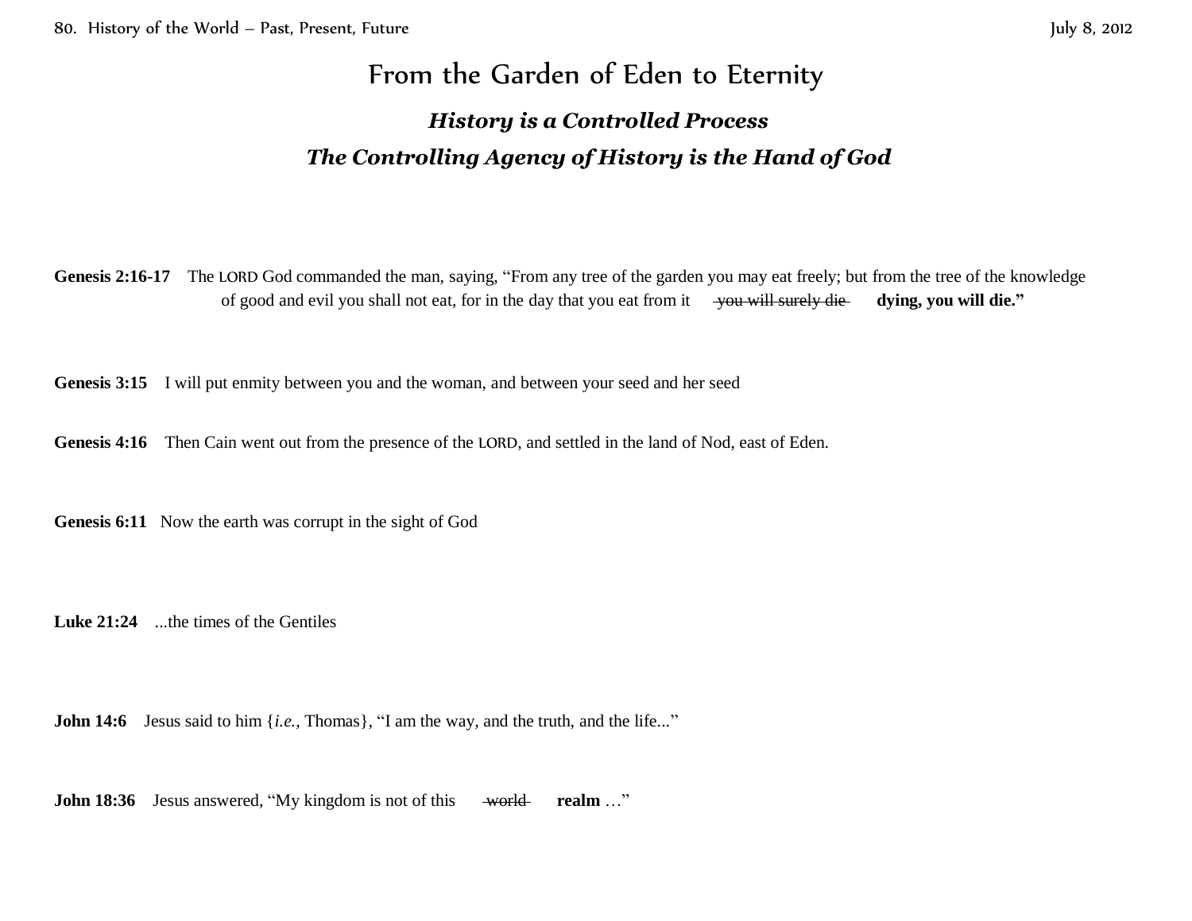# From the Garden of Eden to Eternity

## *History is a Controlled Process*

## *The Controlling Agency of History is the Hand of God*

**Genesis 2:16-17** The LORD God commanded the man, saying, "From any tree of the garden you may eat freely; but from the tree of the knowledge of good and evil you shall not eat, for in the day that you eat from it ~~you will surely die~~ **dying, you will die."**

**Genesis 3:15** I will put enmity between you and the woman, and between your seed and her seed

**Genesis 4:16** Then Cain went out from the presence of the LORD, and settled in the land of Nod, east of Eden.

**Genesis 6:11** Now the earth was corrupt in the sight of God

**Luke 21:24** ...the times of the Gentiles

**John 14:6** Jesus said to him {*i.e.*, Thomas}, "I am the way, and the truth, and the life..."

**John 18:36** Jesus answered, "My kingdom is not of this ~~world~~ **realm** …"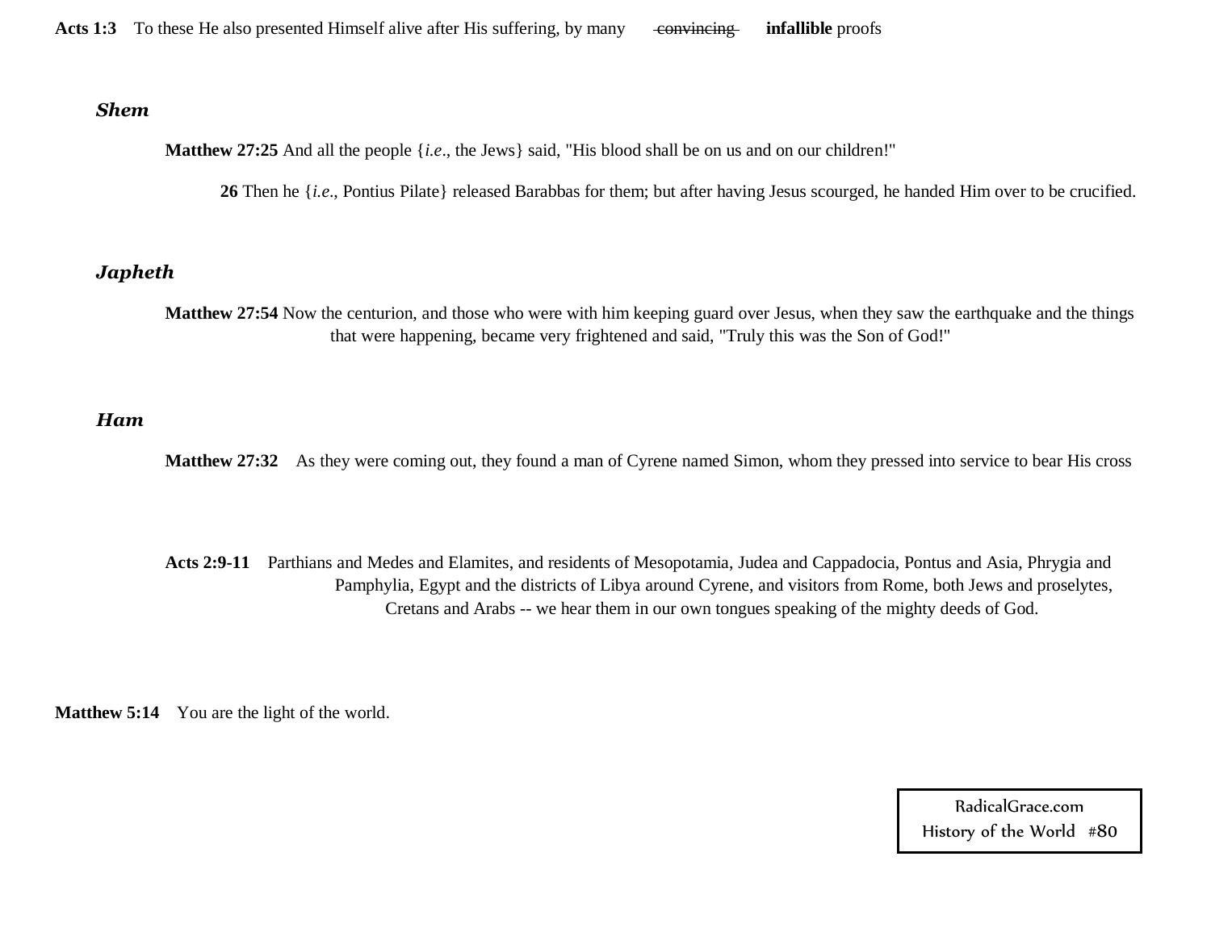**Acts 1:3** To these He also presented Himself alive after His suffering, by many ~~convincing~~ **infallible** proofs

### *Shem*

**Matthew 27:25** And all the people {*i.e*., the Jews} said, "His blood shall be on us and on our children!"

**26** Then he {*i.e*., Pontius Pilate} released Barabbas for them; but after having Jesus scourged, he handed Him over to be crucified.

### *Japheth*

**Matthew 27:54** Now the centurion, and those who were with him keeping guard over Jesus, when they saw the earthquake and the things that were happening, became very frightened and said, "Truly this was the Son of God!"

### *Ham*

**Matthew 27:32** As they were coming out, they found a man of Cyrene named Simon, whom they pressed into service to bear His cross

**Acts 2:9-11** Parthians and Medes and Elamites, and residents of Mesopotamia, Judea and Cappadocia, Pontus and Asia, Phrygia and Pamphylia, Egypt and the districts of Libya around Cyrene, and visitors from Rome, both Jews and proselytes, Cretans and Arabs -- we hear them in our own tongues speaking of the mighty deeds of God.

**Matthew 5:14** You are the light of the world.

RadicalGrace.com
History of the World #80